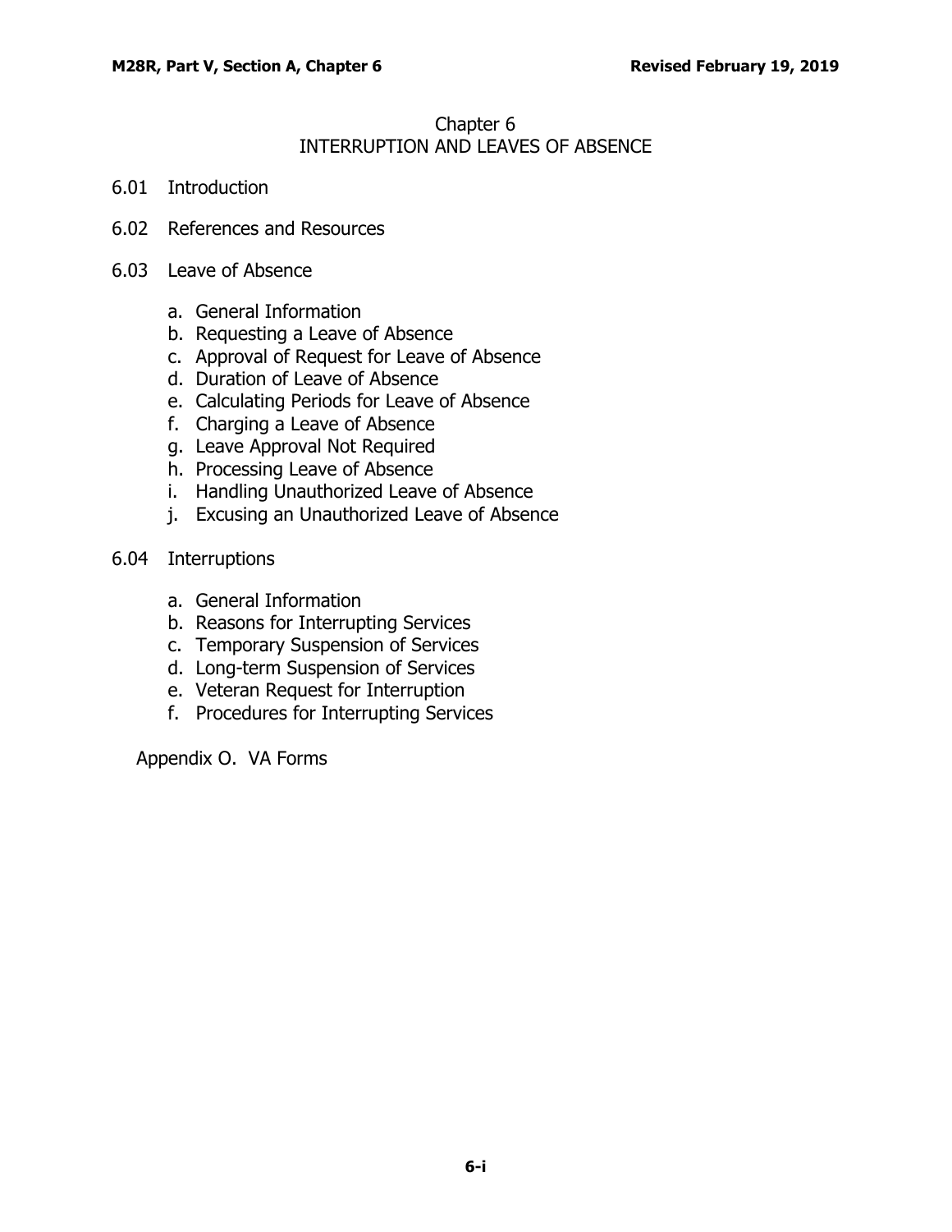# Chapter 6
## INTERRUPTION AND LEAVES OF ABSENCE

6.01 Introduction

6.02 References and Resources

6.03 Leave of Absence

a. General Information
b. Requesting a Leave of Absence
c. Approval of Request for Leave of Absence
d. Duration of Leave of Absence
e. Calculating Periods for Leave of Absence
f. Charging a Leave of Absence
g. Leave Approval Not Required
h. Processing Leave of Absence
i. Handling Unauthorized Leave of Absence
j. Excusing an Unauthorized Leave of Absence

6.04 Interruptions

a. General Information
b. Reasons for Interrupting Services
c. Temporary Suspension of Services
d. Long-term Suspension of Services
e. Veteran Request for Interruption
f. Procedures for Interrupting Services

Appendix O. VA Forms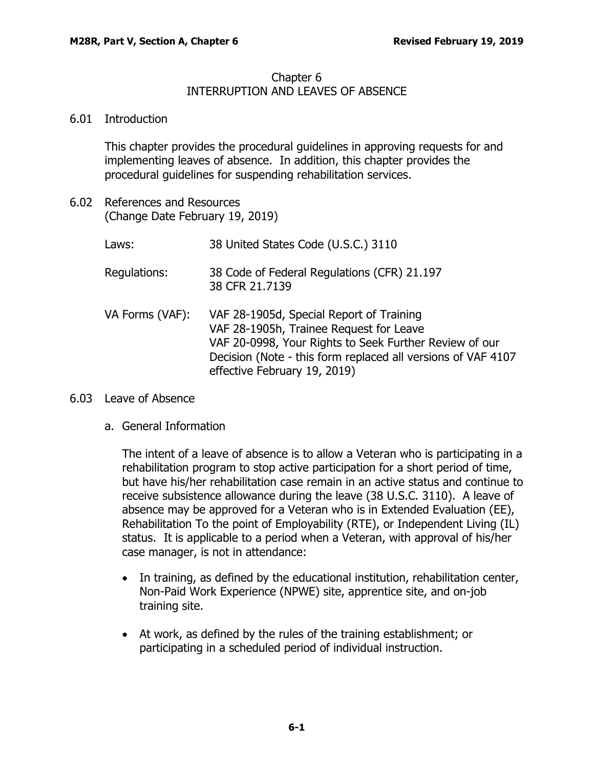# Chapter 6
# INTERRUPTION AND LEAVES OF ABSENCE

## 6.01 Introduction

This chapter provides the procedural guidelines in approving requests for and implementing leaves of absence. In addition, this chapter provides the procedural guidelines for suspending rehabilitation services.

## 6.02 References and Resources
(Change Date February 19, 2019)

| | |
|---|---|
| Laws: | 38 United States Code (U.S.C.) 3110 |
| Regulations: | 38 Code of Federal Regulations (CFR) 21.197<br>38 CFR 21.7139 |
| VA Forms (VAF): | VAF 28-1905d, Special Report of Training<br>VAF 28-1905h, Trainee Request for Leave<br>VAF 20-0998, Your Rights to Seek Further Review of our Decision (Note - this form replaced all versions of VAF 4107 effective February 19, 2019) |

## 6.03 Leave of Absence

### a. General Information

The intent of a leave of absence is to allow a Veteran who is participating in a rehabilitation program to stop active participation for a short period of time, but have his/her rehabilitation case remain in an active status and continue to receive subsistence allowance during the leave (38 U.S.C. 3110). A leave of absence may be approved for a Veteran who is in Extended Evaluation (EE), Rehabilitation To the point of Employability (RTE), or Independent Living (IL) status. It is applicable to a period when a Veteran, with approval of his/her case manager, is not in attendance:

- In training, as defined by the educational institution, rehabilitation center, Non-Paid Work Experience (NPWE) site, apprentice site, and on-job training site.
- At work, as defined by the rules of the training establishment; or participating in a scheduled period of individual instruction.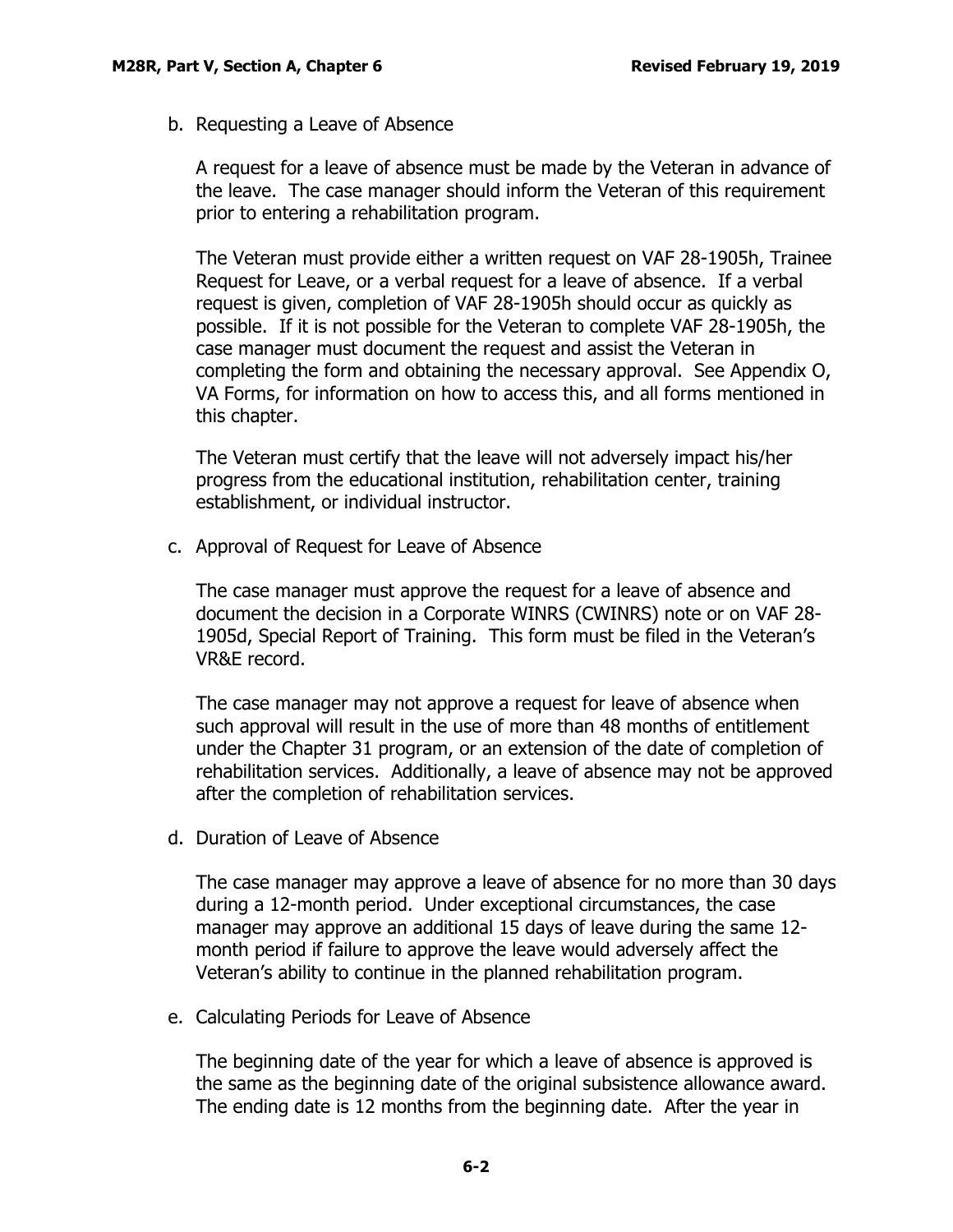b. Requesting a Leave of Absence

A request for a leave of absence must be made by the Veteran in advance of the leave. The case manager should inform the Veteran of this requirement prior to entering a rehabilitation program.

The Veteran must provide either a written request on VAF 28-1905h, Trainee Request for Leave, or a verbal request for a leave of absence. If a verbal request is given, completion of VAF 28-1905h should occur as quickly as possible. If it is not possible for the Veteran to complete VAF 28-1905h, the case manager must document the request and assist the Veteran in completing the form and obtaining the necessary approval. See Appendix O, VA Forms, for information on how to access this, and all forms mentioned in this chapter.

The Veteran must certify that the leave will not adversely impact his/her progress from the educational institution, rehabilitation center, training establishment, or individual instructor.

c. Approval of Request for Leave of Absence

The case manager must approve the request for a leave of absence and document the decision in a Corporate WINRS (CWINRS) note or on VAF 28-1905d, Special Report of Training. This form must be filed in the Veteran's VR&E record.

The case manager may not approve a request for leave of absence when such approval will result in the use of more than 48 months of entitlement under the Chapter 31 program, or an extension of the date of completion of rehabilitation services. Additionally, a leave of absence may not be approved after the completion of rehabilitation services.

d. Duration of Leave of Absence

The case manager may approve a leave of absence for no more than 30 days during a 12-month period. Under exceptional circumstances, the case manager may approve an additional 15 days of leave during the same 12-month period if failure to approve the leave would adversely affect the Veteran's ability to continue in the planned rehabilitation program.

e. Calculating Periods for Leave of Absence

The beginning date of the year for which a leave of absence is approved is the same as the beginning date of the original subsistence allowance award. The ending date is 12 months from the beginning date. After the year in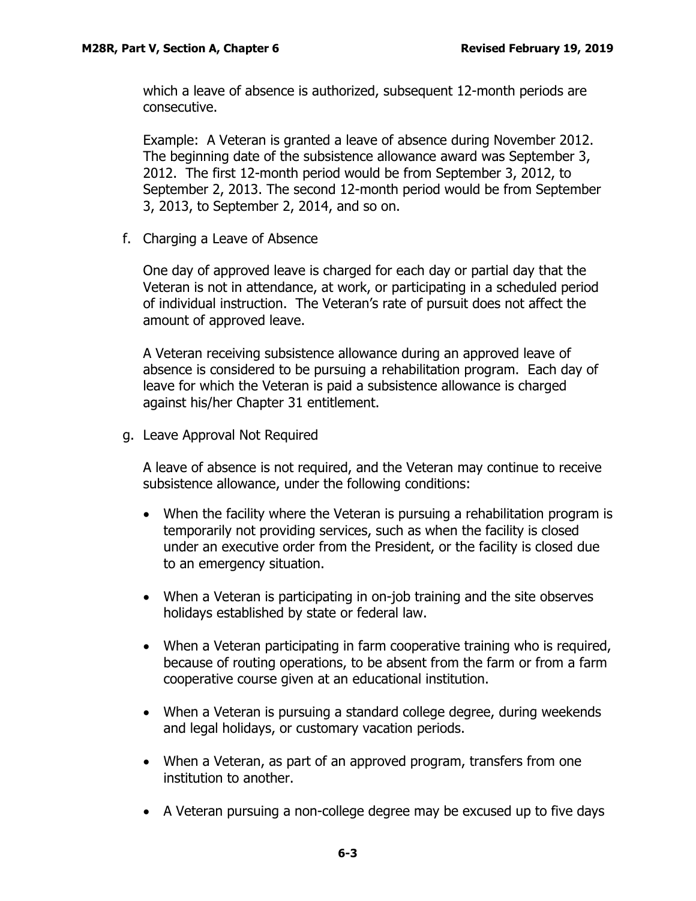which a leave of absence is authorized, subsequent 12-month periods are consecutive.

Example: A Veteran is granted a leave of absence during November 2012. The beginning date of the subsistence allowance award was September 3, 2012. The first 12-month period would be from September 3, 2012, to September 2, 2013. The second 12-month period would be from September 3, 2013, to September 2, 2014, and so on.

f. Charging a Leave of Absence

One day of approved leave is charged for each day or partial day that the Veteran is not in attendance, at work, or participating in a scheduled period of individual instruction. The Veteran's rate of pursuit does not affect the amount of approved leave.

A Veteran receiving subsistence allowance during an approved leave of absence is considered to be pursuing a rehabilitation program. Each day of leave for which the Veteran is paid a subsistence allowance is charged against his/her Chapter 31 entitlement.

g. Leave Approval Not Required

A leave of absence is not required, and the Veteran may continue to receive subsistence allowance, under the following conditions:

- When the facility where the Veteran is pursuing a rehabilitation program is temporarily not providing services, such as when the facility is closed under an executive order from the President, or the facility is closed due to an emergency situation.
- When a Veteran is participating in on-job training and the site observes holidays established by state or federal law.
- When a Veteran participating in farm cooperative training who is required, because of routing operations, to be absent from the farm or from a farm cooperative course given at an educational institution.
- When a Veteran is pursuing a standard college degree, during weekends and legal holidays, or customary vacation periods.
- When a Veteran, as part of an approved program, transfers from one institution to another.
- A Veteran pursuing a non-college degree may be excused up to five days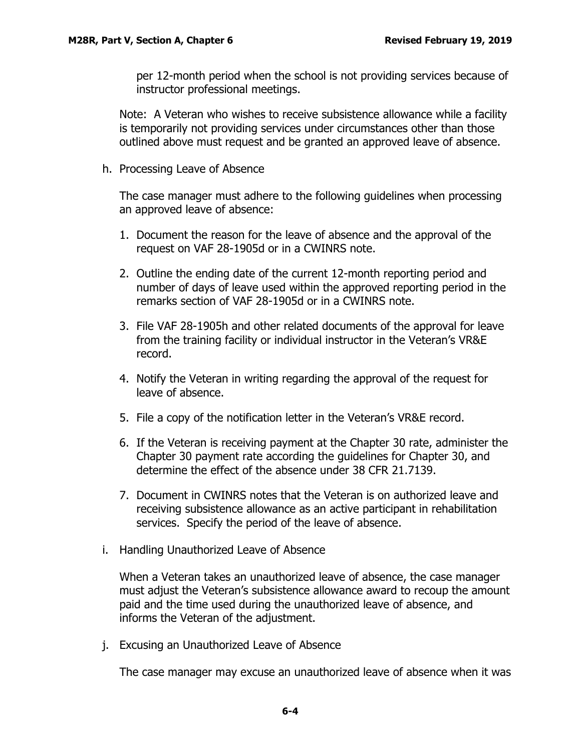per 12-month period when the school is not providing services because of instructor professional meetings.

Note: A Veteran who wishes to receive subsistence allowance while a facility is temporarily not providing services under circumstances other than those outlined above must request and be granted an approved leave of absence.

h. Processing Leave of Absence

The case manager must adhere to the following guidelines when processing an approved leave of absence:

1. Document the reason for the leave of absence and the approval of the request on VAF 28-1905d or in a CWINRS note.
2. Outline the ending date of the current 12-month reporting period and number of days of leave used within the approved reporting period in the remarks section of VAF 28-1905d or in a CWINRS note.
3. File VAF 28-1905h and other related documents of the approval for leave from the training facility or individual instructor in the Veteran's VR&E record.
4. Notify the Veteran in writing regarding the approval of the request for leave of absence.
5. File a copy of the notification letter in the Veteran's VR&E record.
6. If the Veteran is receiving payment at the Chapter 30 rate, administer the Chapter 30 payment rate according the guidelines for Chapter 30, and determine the effect of the absence under 38 CFR 21.7139.
7. Document in CWINRS notes that the Veteran is on authorized leave and receiving subsistence allowance as an active participant in rehabilitation services. Specify the period of the leave of absence.

i. Handling Unauthorized Leave of Absence

When a Veteran takes an unauthorized leave of absence, the case manager must adjust the Veteran's subsistence allowance award to recoup the amount paid and the time used during the unauthorized leave of absence, and informs the Veteran of the adjustment.

j. Excusing an Unauthorized Leave of Absence

The case manager may excuse an unauthorized leave of absence when it was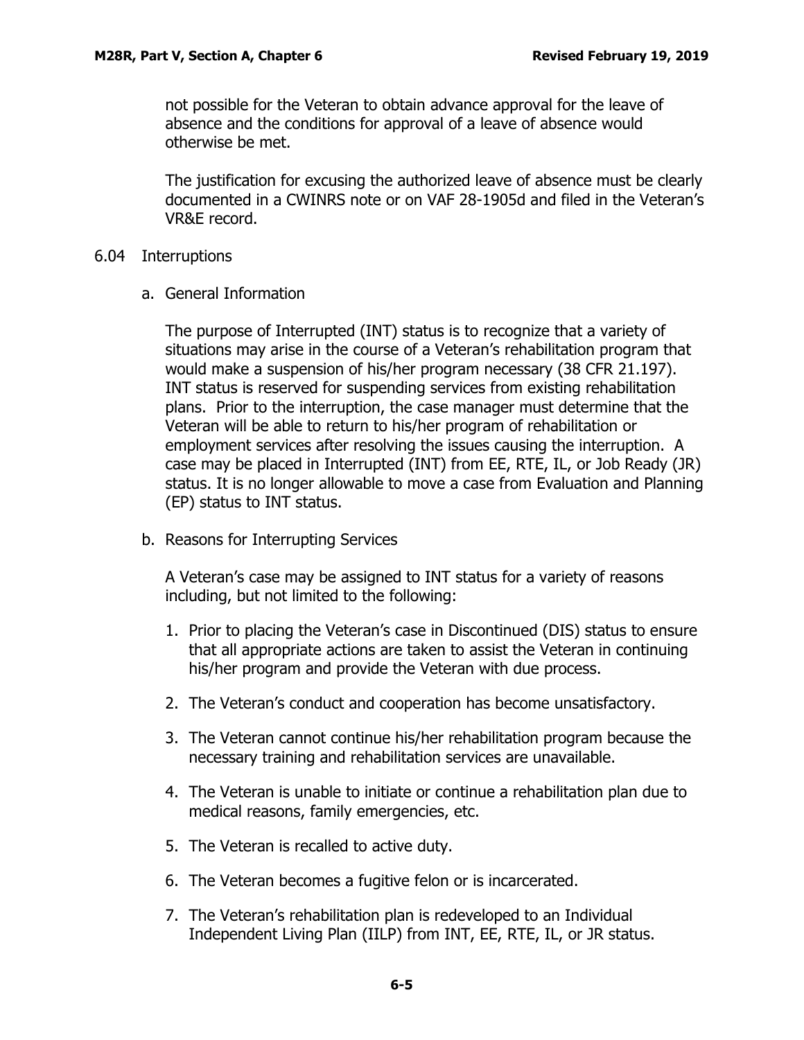not possible for the Veteran to obtain advance approval for the leave of absence and the conditions for approval of a leave of absence would otherwise be met.

The justification for excusing the authorized leave of absence must be clearly documented in a CWINRS note or on VAF 28-1905d and filed in the Veteran's VR&E record.

## 6.04 Interruptions

### a. General Information

The purpose of Interrupted (INT) status is to recognize that a variety of situations may arise in the course of a Veteran's rehabilitation program that would make a suspension of his/her program necessary (38 CFR 21.197). INT status is reserved for suspending services from existing rehabilitation plans. Prior to the interruption, the case manager must determine that the Veteran will be able to return to his/her program of rehabilitation or employment services after resolving the issues causing the interruption. A case may be placed in Interrupted (INT) from EE, RTE, IL, or Job Ready (JR) status. It is no longer allowable to move a case from Evaluation and Planning (EP) status to INT status.

### b. Reasons for Interrupting Services

A Veteran's case may be assigned to INT status for a variety of reasons including, but not limited to the following:

1. Prior to placing the Veteran's case in Discontinued (DIS) status to ensure that all appropriate actions are taken to assist the Veteran in continuing his/her program and provide the Veteran with due process.
2. The Veteran's conduct and cooperation has become unsatisfactory.
3. The Veteran cannot continue his/her rehabilitation program because the necessary training and rehabilitation services are unavailable.
4. The Veteran is unable to initiate or continue a rehabilitation plan due to medical reasons, family emergencies, etc.
5. The Veteran is recalled to active duty.
6. The Veteran becomes a fugitive felon or is incarcerated.
7. The Veteran's rehabilitation plan is redeveloped to an Individual Independent Living Plan (IILP) from INT, EE, RTE, IL, or JR status.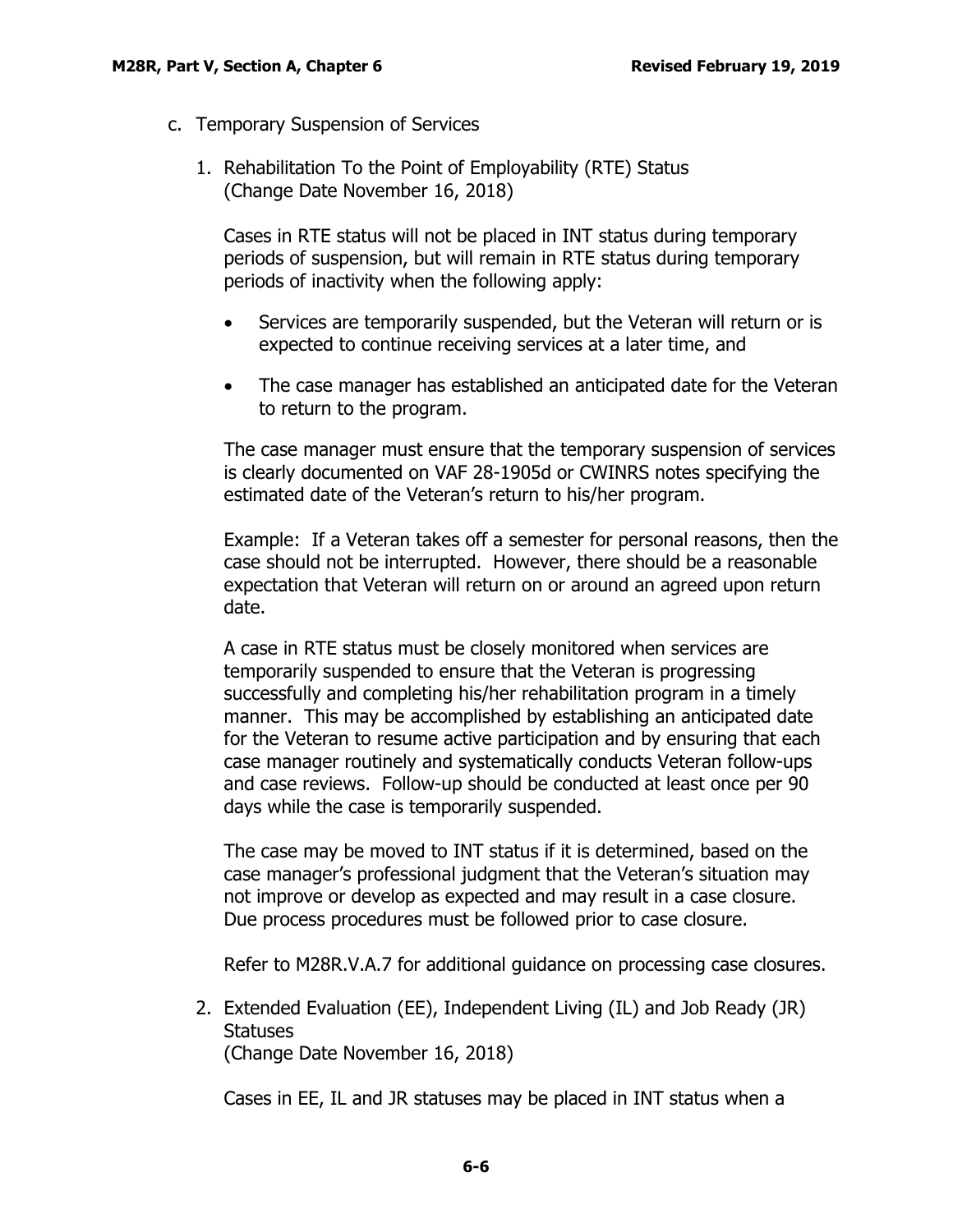c. Temporary Suspension of Services

1. Rehabilitation To the Point of Employability (RTE) Status
(Change Date November 16, 2018)

Cases in RTE status will not be placed in INT status during temporary periods of suspension, but will remain in RTE status during temporary periods of inactivity when the following apply:

- Services are temporarily suspended, but the Veteran will return or is expected to continue receiving services at a later time, and
- The case manager has established an anticipated date for the Veteran to return to the program.

The case manager must ensure that the temporary suspension of services is clearly documented on VAF 28-1905d or CWINRS notes specifying the estimated date of the Veteran's return to his/her program.

Example: If a Veteran takes off a semester for personal reasons, then the case should not be interrupted. However, there should be a reasonable expectation that Veteran will return on or around an agreed upon return date.

A case in RTE status must be closely monitored when services are temporarily suspended to ensure that the Veteran is progressing successfully and completing his/her rehabilitation program in a timely manner. This may be accomplished by establishing an anticipated date for the Veteran to resume active participation and by ensuring that each case manager routinely and systematically conducts Veteran follow-ups and case reviews. Follow-up should be conducted at least once per 90 days while the case is temporarily suspended.

The case may be moved to INT status if it is determined, based on the case manager's professional judgment that the Veteran's situation may not improve or develop as expected and may result in a case closure. Due process procedures must be followed prior to case closure.

Refer to M28R.V.A.7 for additional guidance on processing case closures.

2. Extended Evaluation (EE), Independent Living (IL) and Job Ready (JR) Statuses
(Change Date November 16, 2018)

Cases in EE, IL and JR statuses may be placed in INT status when a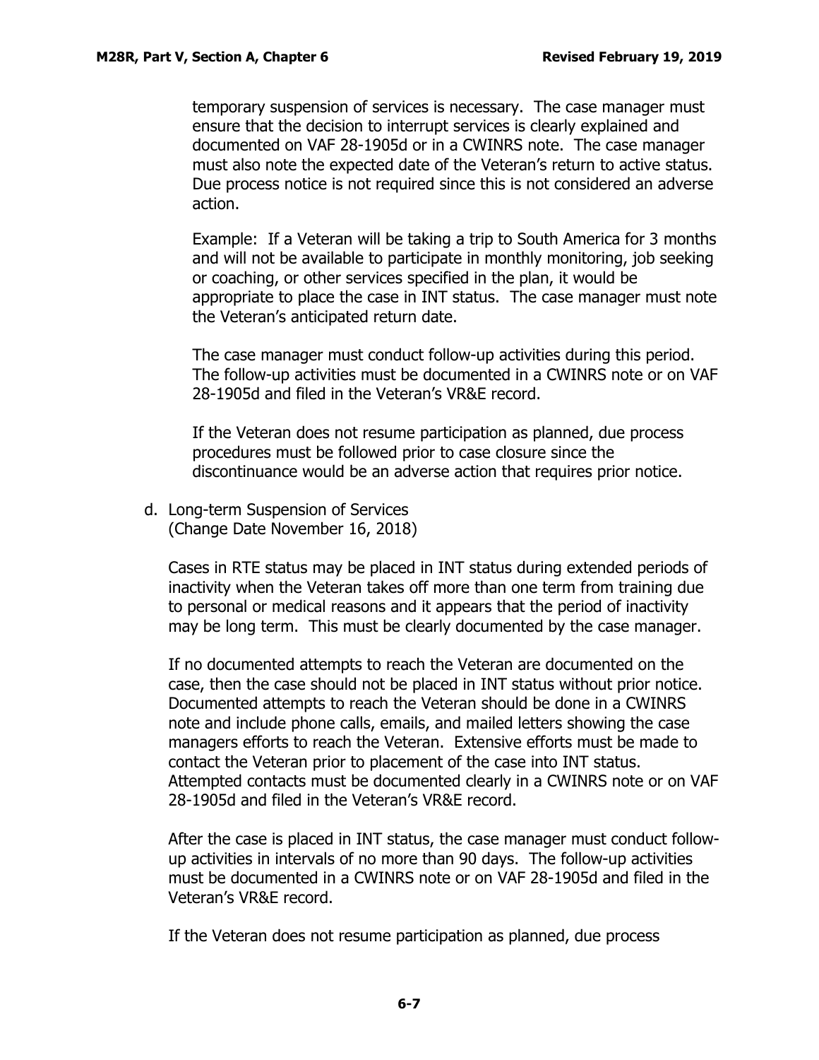temporary suspension of services is necessary. The case manager must ensure that the decision to interrupt services is clearly explained and documented on VAF 28-1905d or in a CWINRS note. The case manager must also note the expected date of the Veteran's return to active status. Due process notice is not required since this is not considered an adverse action.

Example: If a Veteran will be taking a trip to South America for 3 months and will not be available to participate in monthly monitoring, job seeking or coaching, or other services specified in the plan, it would be appropriate to place the case in INT status. The case manager must note the Veteran's anticipated return date.

The case manager must conduct follow-up activities during this period. The follow-up activities must be documented in a CWINRS note or on VAF 28-1905d and filed in the Veteran's VR&E record.

If the Veteran does not resume participation as planned, due process procedures must be followed prior to case closure since the discontinuance would be an adverse action that requires prior notice.

d. Long-term Suspension of Services
(Change Date November 16, 2018)

Cases in RTE status may be placed in INT status during extended periods of inactivity when the Veteran takes off more than one term from training due to personal or medical reasons and it appears that the period of inactivity may be long term. This must be clearly documented by the case manager.

If no documented attempts to reach the Veteran are documented on the case, then the case should not be placed in INT status without prior notice. Documented attempts to reach the Veteran should be done in a CWINRS note and include phone calls, emails, and mailed letters showing the case managers efforts to reach the Veteran. Extensive efforts must be made to contact the Veteran prior to placement of the case into INT status. Attempted contacts must be documented clearly in a CWINRS note or on VAF 28-1905d and filed in the Veteran's VR&E record.

After the case is placed in INT status, the case manager must conduct follow-up activities in intervals of no more than 90 days. The follow-up activities must be documented in a CWINRS note or on VAF 28-1905d and filed in the Veteran's VR&E record.

If the Veteran does not resume participation as planned, due process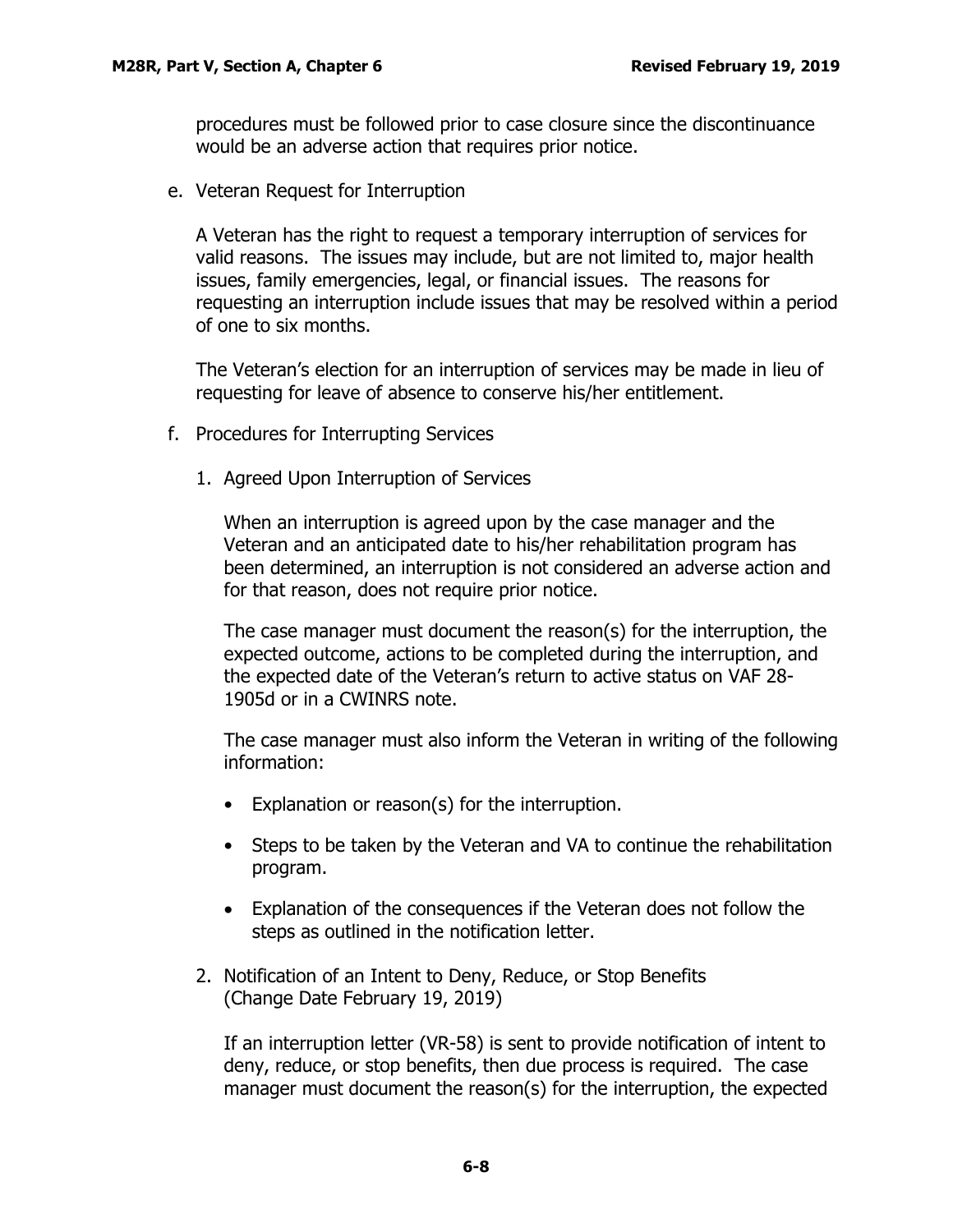procedures must be followed prior to case closure since the discontinuance would be an adverse action that requires prior notice.

e. Veteran Request for Interruption

A Veteran has the right to request a temporary interruption of services for valid reasons. The issues may include, but are not limited to, major health issues, family emergencies, legal, or financial issues. The reasons for requesting an interruption include issues that may be resolved within a period of one to six months.

The Veteran's election for an interruption of services may be made in lieu of requesting for leave of absence to conserve his/her entitlement.

f. Procedures for Interrupting Services

1. Agreed Upon Interruption of Services

When an interruption is agreed upon by the case manager and the Veteran and an anticipated date to his/her rehabilitation program has been determined, an interruption is not considered an adverse action and for that reason, does not require prior notice.

The case manager must document the reason(s) for the interruption, the expected outcome, actions to be completed during the interruption, and the expected date of the Veteran's return to active status on VAF 28-1905d or in a CWINRS note.

The case manager must also inform the Veteran in writing of the following information:

- Explanation or reason(s) for the interruption.
- Steps to be taken by the Veteran and VA to continue the rehabilitation program.
- Explanation of the consequences if the Veteran does not follow the steps as outlined in the notification letter.

2. Notification of an Intent to Deny, Reduce, or Stop Benefits (Change Date February 19, 2019)

If an interruption letter (VR-58) is sent to provide notification of intent to deny, reduce, or stop benefits, then due process is required. The case manager must document the reason(s) for the interruption, the expected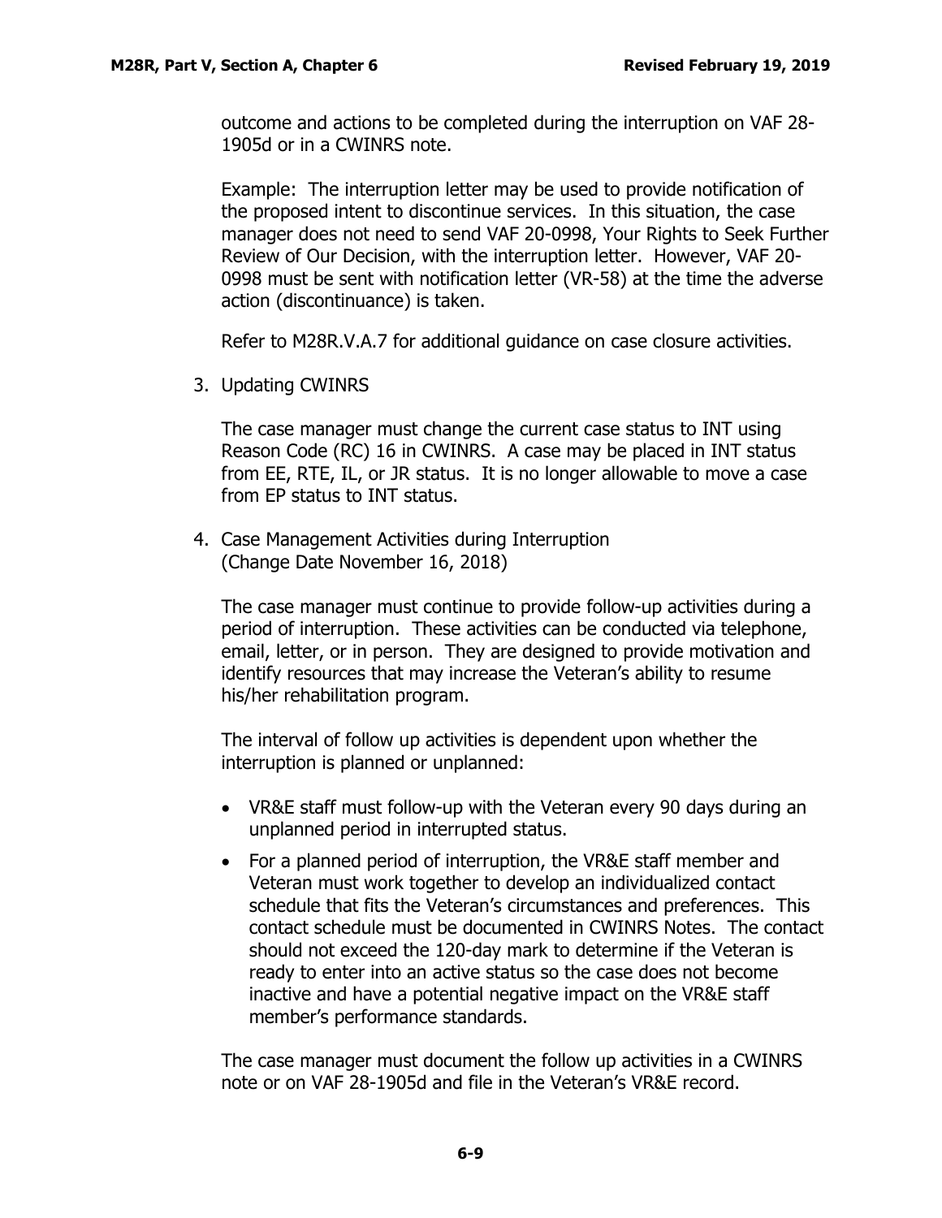outcome and actions to be completed during the interruption on VAF 28-1905d or in a CWINRS note.

Example: The interruption letter may be used to provide notification of the proposed intent to discontinue services. In this situation, the case manager does not need to send VAF 20-0998, Your Rights to Seek Further Review of Our Decision, with the interruption letter. However, VAF 20-0998 must be sent with notification letter (VR-58) at the time the adverse action (discontinuance) is taken.

Refer to M28R.V.A.7 for additional guidance on case closure activities.

3. Updating CWINRS

   The case manager must change the current case status to INT using Reason Code (RC) 16 in CWINRS. A case may be placed in INT status from EE, RTE, IL, or JR status. It is no longer allowable to move a case from EP status to INT status.

4. Case Management Activities during Interruption (Change Date November 16, 2018)

   The case manager must continue to provide follow-up activities during a period of interruption. These activities can be conducted via telephone, email, letter, or in person. They are designed to provide motivation and identify resources that may increase the Veteran's ability to resume his/her rehabilitation program.

   The interval of follow up activities is dependent upon whether the interruption is planned or unplanned:

   - VR&E staff must follow-up with the Veteran every 90 days during an unplanned period in interrupted status.
   - For a planned period of interruption, the VR&E staff member and Veteran must work together to develop an individualized contact schedule that fits the Veteran's circumstances and preferences. This contact schedule must be documented in CWINRS Notes. The contact should not exceed the 120-day mark to determine if the Veteran is ready to enter into an active status so the case does not become inactive and have a potential negative impact on the VR&E staff member's performance standards.

   The case manager must document the follow up activities in a CWINRS note or on VAF 28-1905d and file in the Veteran's VR&E record.